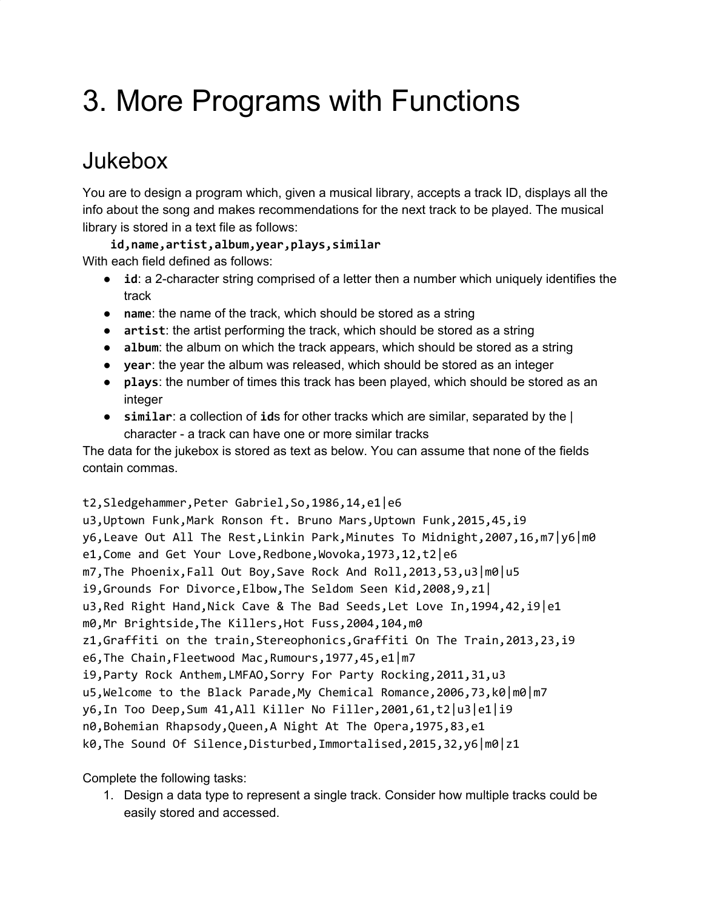# 3. More Programs with Functions

## Jukebox

You are to design a program which, given a musical library, accepts a track ID, displays all the info about the song and makes recommendations for the next track to be played. The musical library is stored in a text file as follows:

**`id,name,artist,album,year,plays,similar`**

With each field defined as follows:

- **`id`**: a 2-character string comprised of a letter then a number which uniquely identifies the track
- **`name`**: the name of the track, which should be stored as a string
- **`artist`**: the artist performing the track, which should be stored as a string
- **`album`**: the album on which the track appears, which should be stored as a string
- **`year`**: the year the album was released, which should be stored as an integer
- **`plays`**: the number of times this track has been played, which should be stored as an integer
- **`similar`**: a collection of **`id`**s for other tracks which are similar, separated by the | character - a track can have one or more similar tracks

The data for the jukebox is stored as text as below. You can assume that none of the fields contain commas.

```
t2,Sledgehammer,Peter Gabriel,So,1986,14,e1|e6
u3,Uptown Funk,Mark Ronson ft. Bruno Mars,Uptown Funk,2015,45,i9
y6,Leave Out All The Rest,Linkin Park,Minutes To Midnight,2007,16,m7|y6|m0
e1,Come and Get Your Love,Redbone,Wovoka,1973,12,t2|e6
m7,The Phoenix,Fall Out Boy,Save Rock And Roll,2013,53,u3|m0|u5
i9,Grounds For Divorce,Elbow,The Seldom Seen Kid,2008,9,z1|
u3,Red Right Hand,Nick Cave & The Bad Seeds,Let Love In,1994,42,i9|e1
m0,Mr Brightside,The Killers,Hot Fuss,2004,104,m0
z1,Graffiti on the train,Stereophonics,Graffiti On The Train,2013,23,i9
e6,The Chain,Fleetwood Mac,Rumours,1977,45,e1|m7
i9,Party Rock Anthem,LMFAO,Sorry For Party Rocking,2011,31,u3
u5,Welcome to the Black Parade,My Chemical Romance,2006,73,k0|m0|m7
y6,In Too Deep,Sum 41,All Killer No Filler,2001,61,t2|u3|e1|i9
n0,Bohemian Rhapsody,Queen,A Night At The Opera,1975,83,e1
k0,The Sound Of Silence,Disturbed,Immortalised,2015,32,y6|m0|z1
```

Complete the following tasks:

1. Design a data type to represent a single track. Consider how multiple tracks could be easily stored and accessed.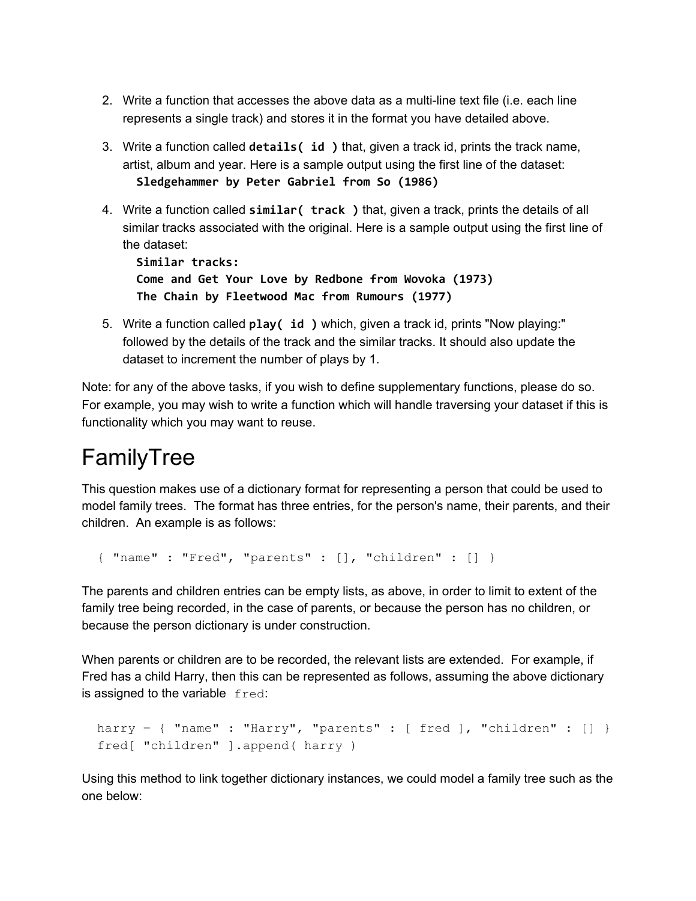2. Write a function that accesses the above data as a multi-line text file (i.e. each line represents a single track) and stores it in the format you have detailed above.

3. Write a function called **`details( id )`** that, given a track id, prints the track name, artist, album and year. Here is a sample output using the first line of the dataset:
   **`Sledgehammer by Peter Gabriel from So (1986)`**

4. Write a function called **`similar( track )`** that, given a track, prints the details of all similar tracks associated with the original. Here is a sample output using the first line of the dataset:
   **`Similar tracks:`**
   **`Come and Get Your Love by Redbone from Wovoka (1973)`**
   **`The Chain by Fleetwood Mac from Rumours (1977)`**

5. Write a function called **`play( id )`** which, given a track id, prints "Now playing:" followed by the details of the track and the similar tracks. It should also update the dataset to increment the number of plays by 1.

Note: for any of the above tasks, if you wish to define supplementary functions, please do so. For example, you may wish to write a function which will handle traversing your dataset if this is functionality which you may want to reuse.

# FamilyTree

This question makes use of a dictionary format for representing a person that could be used to model family trees. The format has three entries, for the person's name, their parents, and their children. An example is as follows:

```
{ "name" : "Fred", "parents" : [], "children" : [] }
```

The parents and children entries can be empty lists, as above, in order to limit to extent of the family tree being recorded, in the case of parents, or because the person has no children, or because the person dictionary is under construction.

When parents or children are to be recorded, the relevant lists are extended. For example, if Fred has a child Harry, then this can be represented as follows, assuming the above dictionary is assigned to the variable `fred`:

```
harry = { "name" : "Harry", "parents" : [ fred ], "children" : [] }
fred[ "children" ].append( harry )
```

Using this method to link together dictionary instances, we could model a family tree such as the one below: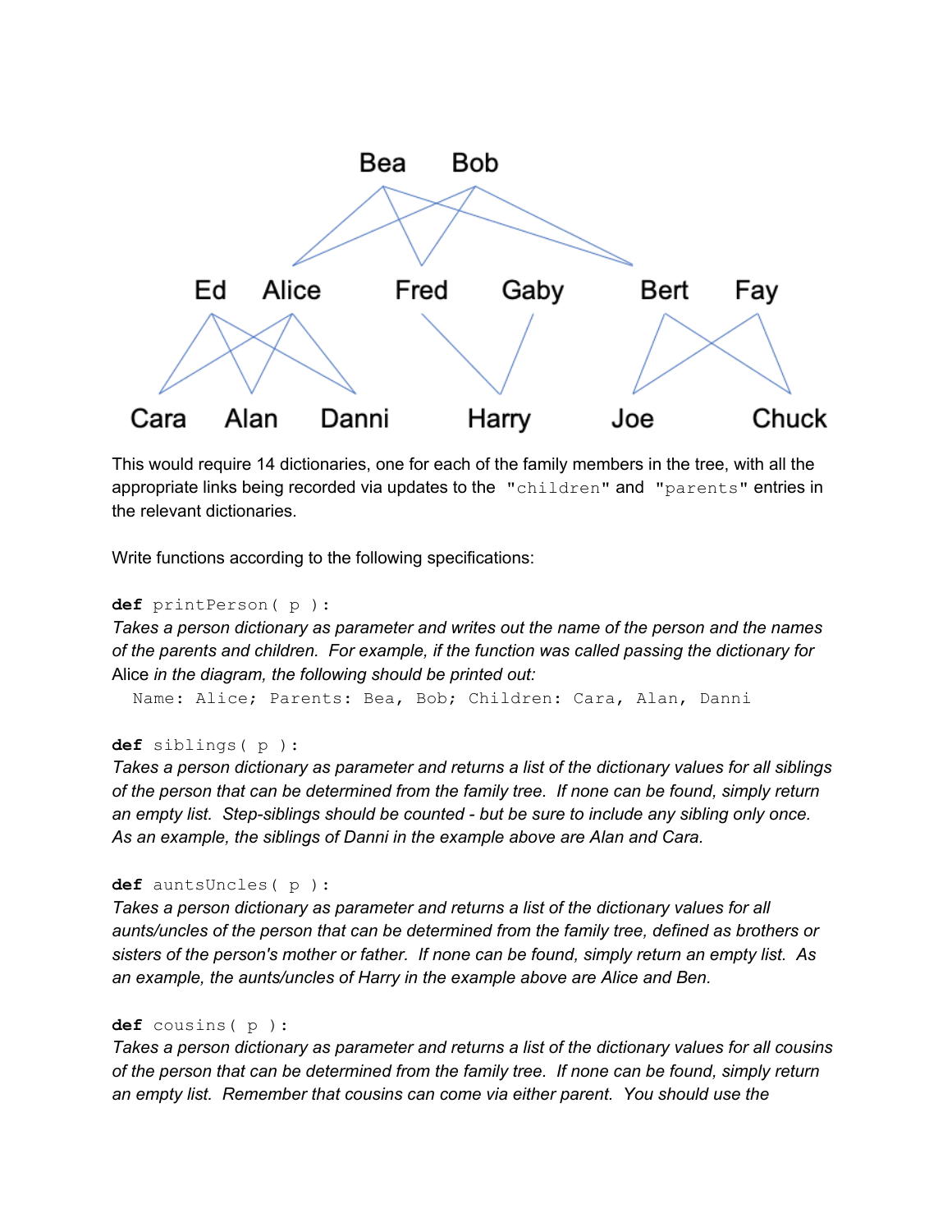Bea Bob

Ed Alice Fred Gaby Bert Fay

Cara Alan Danni Harry Joe Chuck

This would require 14 dictionaries, one for each of the family members in the tree, with all the appropriate links being recorded via updates to the `"children"` and `"parents"` entries in the relevant dictionaries.

Write functions according to the following specifications:

```
def printPerson( p ):
```

*Takes a person dictionary as parameter and writes out the name of the person and the names of the parents and children. For example, if the function was called passing the dictionary for* Alice *in the diagram, the following should be printed out:*

```
Name: Alice; Parents: Bea, Bob; Children: Cara, Alan, Danni
```

```
def siblings( p ):
```

*Takes a person dictionary as parameter and returns a list of the dictionary values for all siblings of the person that can be determined from the family tree. If none can be found, simply return an empty list. Step-siblings should be counted - but be sure to include any sibling only once. As an example, the siblings of Danni in the example above are Alan and Cara.*

```
def auntsUncles( p ):
```

*Takes a person dictionary as parameter and returns a list of the dictionary values for all aunts/uncles of the person that can be determined from the family tree, defined as brothers or sisters of the person's mother or father. If none can be found, simply return an empty list. As an example, the aunts/uncles of Harry in the example above are Alice and Ben.*

```
def cousins( p ):
```

*Takes a person dictionary as parameter and returns a list of the dictionary values for all cousins of the person that can be determined from the family tree. If none can be found, simply return an empty list. Remember that cousins can come via either parent. You should use the*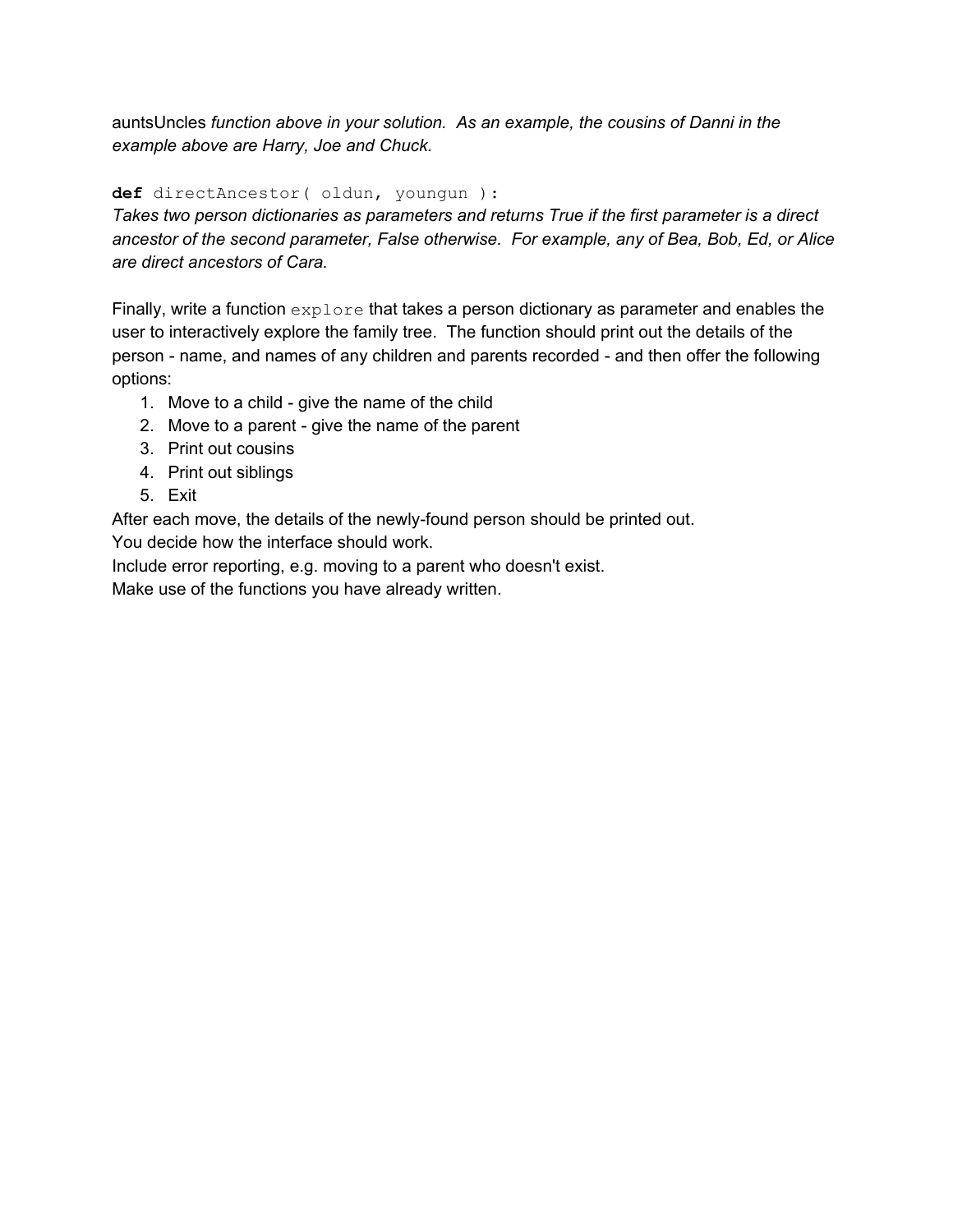auntsUncles *function above in your solution. As an example, the cousins of Danni in the example above are Harry, Joe and Chuck.*

```
def directAncestor( oldun, youngun ):
```

*Takes two person dictionaries as parameters and returns True if the first parameter is a direct ancestor of the second parameter, False otherwise. For example, any of Bea, Bob, Ed, or Alice are direct ancestors of Cara.*

Finally, write a function `explore` that takes a person dictionary as parameter and enables the user to interactively explore the family tree. The function should print out the details of the person - name, and names of any children and parents recorded - and then offer the following options:

1. Move to a child - give the name of the child
2. Move to a parent - give the name of the parent
3. Print out cousins
4. Print out siblings
5. Exit

After each move, the details of the newly-found person should be printed out.
You decide how the interface should work.
Include error reporting, e.g. moving to a parent who doesn't exist.
Make use of the functions you have already written.